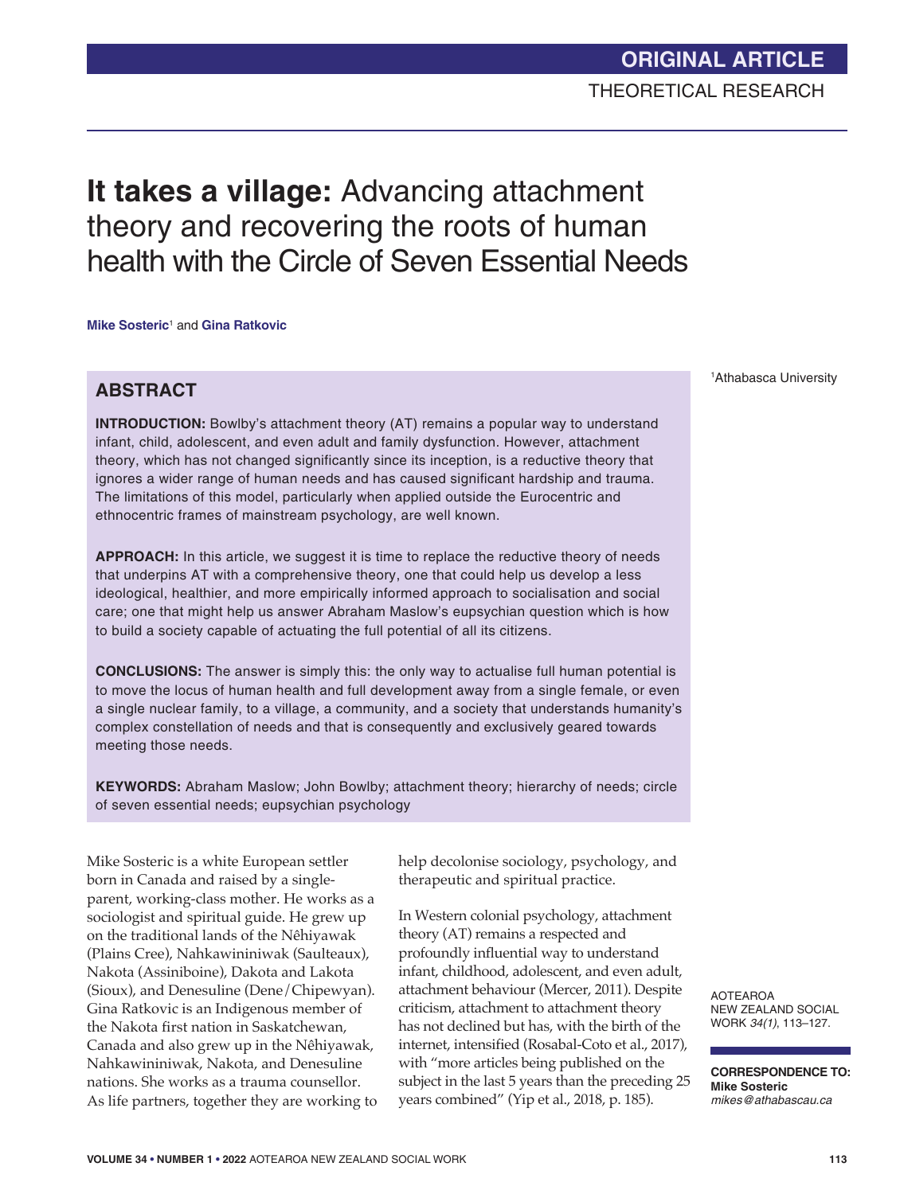ORIGINAL ARTICLE

THEORETICAL RESEARCH

# **It takes a village:** Advancing attachment theory and recovering the roots of human health with the Circle of Seven Essential Needs

**Mike Sosteric**[1] and **Gina Ratkovic**

[1]Athabasca University

## ABSTRACT

**INTRODUCTION:** Bowlby's attachment theory (AT) remains a popular way to understand infant, child, adolescent, and even adult and family dysfunction. However, attachment theory, which has not changed significantly since its inception, is a reductive theory that ignores a wider range of human needs and has caused significant hardship and trauma. The limitations of this model, particularly when applied outside the Eurocentric and ethnocentric frames of mainstream psychology, are well known.

**APPROACH:** In this article, we suggest it is time to replace the reductive theory of needs that underpins AT with a comprehensive theory, one that could help us develop a less ideological, healthier, and more empirically informed approach to socialisation and social care; one that might help us answer Abraham Maslow's eupsychian question which is how to build a society capable of actuating the full potential of all its citizens.

**CONCLUSIONS:** The answer is simply this: the only way to actualise full human potential is to move the locus of human health and full development away from a single female, or even a single nuclear family, to a village, a community, and a society that understands humanity's complex constellation of needs and that is consequently and exclusively geared towards meeting those needs.

**KEYWORDS:** Abraham Maslow; John Bowlby; attachment theory; hierarchy of needs; circle of seven essential needs; eupsychian psychology

**CORRESPONDENCE TO:**
**Mike Sosteric**
*mikes@athabascau.ca*

Mike Sosteric is a white European settler born in Canada and raised by a single-parent, working-class mother. He works as a sociologist and spiritual guide. He grew up on the traditional lands of the Nêhiyawak (Plains Cree), Nahkawininiwak (Saulteaux), Nakota (Assiniboine), Dakota and Lakota (Sioux), and Denesuline (Dene/Chipewyan). Gina Ratkovic is an Indigenous member of the Nakota first nation in Saskatchewan, Canada and also grew up in the Nêhiyawak, Nahkawininiwak, Nakota, and Denesuline nations. She works as a trauma counsellor. As life partners, together they are working to help decolonise sociology, psychology, and therapeutic and spiritual practice.

In Western colonial psychology, attachment theory (AT) remains a respected and profoundly influential way to understand infant, childhood, adolescent, and even adult, attachment behaviour (Mercer, 2011). Despite criticism, attachment to attachment theory has not declined but has, with the birth of the internet, intensified (Rosabal-Coto et al., 2017), with "more articles being published on the subject in the last 5 years than the preceding 25 years combined" (Yip et al., 2018, p. 185).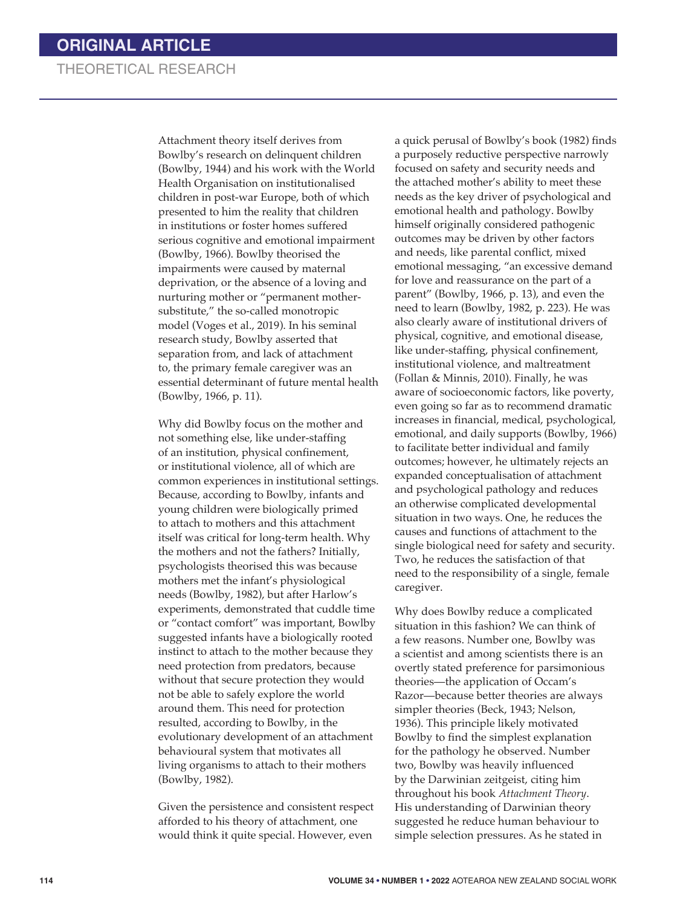Attachment theory itself derives from Bowlby's research on delinquent children (Bowlby, 1944) and his work with the World Health Organisation on institutionalised children in post-war Europe, both of which presented to him the reality that children in institutions or foster homes suffered serious cognitive and emotional impairment (Bowlby, 1966). Bowlby theorised the impairments were caused by maternal deprivation, or the absence of a loving and nurturing mother or "permanent mother-substitute," the so-called monotropic model (Voges et al., 2019). In his seminal research study, Bowlby asserted that separation from, and lack of attachment to, the primary female caregiver was an essential determinant of future mental health (Bowlby, 1966, p. 11).

Why did Bowlby focus on the mother and not something else, like under-staffing of an institution, physical confinement, or institutional violence, all of which are common experiences in institutional settings. Because, according to Bowlby, infants and young children were biologically primed to attach to mothers and this attachment itself was critical for long-term health. Why the mothers and not the fathers? Initially, psychologists theorised this was because mothers met the infant's physiological needs (Bowlby, 1982), but after Harlow's experiments, demonstrated that cuddle time or "contact comfort" was important, Bowlby suggested infants have a biologically rooted instinct to attach to the mother because they need protection from predators, because without that secure protection they would not be able to safely explore the world around them. This need for protection resulted, according to Bowlby, in the evolutionary development of an attachment behavioural system that motivates all living organisms to attach to their mothers (Bowlby, 1982).

Given the persistence and consistent respect afforded to his theory of attachment, one would think it quite special. However, even a quick perusal of Bowlby's book (1982) finds a purposely reductive perspective narrowly focused on safety and security needs and the attached mother's ability to meet these needs as the key driver of psychological and emotional health and pathology. Bowlby himself originally considered pathogenic outcomes may be driven by other factors and needs, like parental conflict, mixed emotional messaging, "an excessive demand for love and reassurance on the part of a parent" (Bowlby, 1966, p. 13), and even the need to learn (Bowlby, 1982, p. 223). He was also clearly aware of institutional drivers of physical, cognitive, and emotional disease, like under-staffing, physical confinement, institutional violence, and maltreatment (Follan & Minnis, 2010). Finally, he was aware of socioeconomic factors, like poverty, even going so far as to recommend dramatic increases in financial, medical, psychological, emotional, and daily supports (Bowlby, 1966) to facilitate better individual and family outcomes; however, he ultimately rejects an expanded conceptualisation of attachment and psychological pathology and reduces an otherwise complicated developmental situation in two ways. One, he reduces the causes and functions of attachment to the single biological need for safety and security. Two, he reduces the satisfaction of that need to the responsibility of a single, female caregiver.

Why does Bowlby reduce a complicated situation in this fashion? We can think of a few reasons. Number one, Bowlby was a scientist and among scientists there is an overtly stated preference for parsimonious theories—the application of Occam's Razor—because better theories are always simpler theories (Beck, 1943; Nelson, 1936). This principle likely motivated Bowlby to find the simplest explanation for the pathology he observed. Number two, Bowlby was heavily influenced by the Darwinian zeitgeist, citing him throughout his book *Attachment Theory*. His understanding of Darwinian theory suggested he reduce human behaviour to simple selection pressures. As he stated in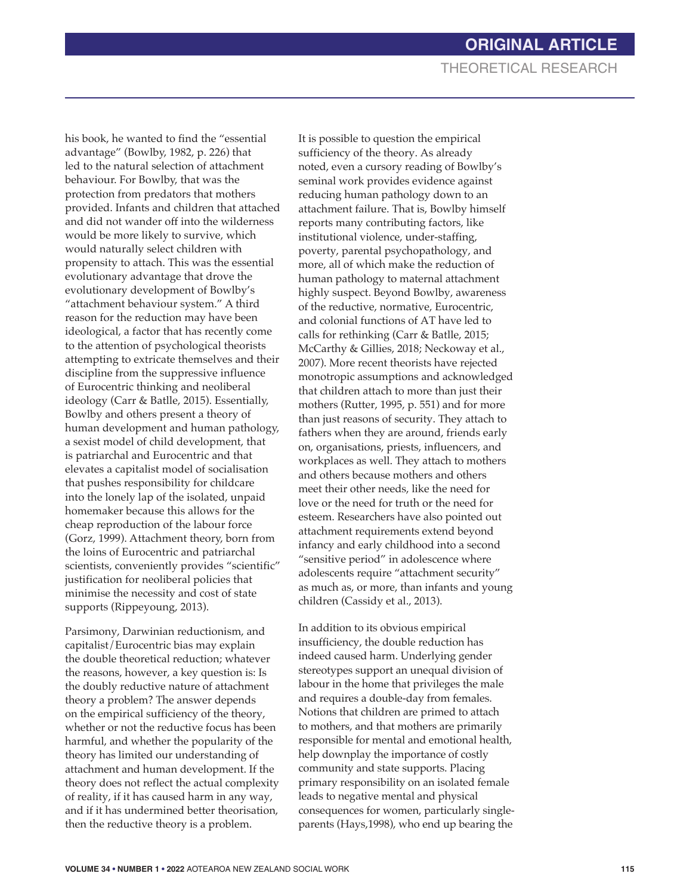his book, he wanted to find the "essential advantage" (Bowlby, 1982, p. 226) that led to the natural selection of attachment behaviour. For Bowlby, that was the protection from predators that mothers provided. Infants and children that attached and did not wander off into the wilderness would be more likely to survive, which would naturally select children with propensity to attach. This was the essential evolutionary advantage that drove the evolutionary development of Bowlby's "attachment behaviour system." A third reason for the reduction may have been ideological, a factor that has recently come to the attention of psychological theorists attempting to extricate themselves and their discipline from the suppressive influence of Eurocentric thinking and neoliberal ideology (Carr & Batlle, 2015). Essentially, Bowlby and others present a theory of human development and human pathology, a sexist model of child development, that is patriarchal and Eurocentric and that elevates a capitalist model of socialisation that pushes responsibility for childcare into the lonely lap of the isolated, unpaid homemaker because this allows for the cheap reproduction of the labour force (Gorz, 1999). Attachment theory, born from the loins of Eurocentric and patriarchal scientists, conveniently provides "scientific" justification for neoliberal policies that minimise the necessity and cost of state supports (Rippeyoung, 2013).

Parsimony, Darwinian reductionism, and capitalist/Eurocentric bias may explain the double theoretical reduction; whatever the reasons, however, a key question is: Is the doubly reductive nature of attachment theory a problem? The answer depends on the empirical sufficiency of the theory, whether or not the reductive focus has been harmful, and whether the popularity of the theory has limited our understanding of attachment and human development. If the theory does not reflect the actual complexity of reality, if it has caused harm in any way, and if it has undermined better theorisation, then the reductive theory is a problem.

It is possible to question the empirical sufficiency of the theory. As already noted, even a cursory reading of Bowlby's seminal work provides evidence against reducing human pathology down to an attachment failure. That is, Bowlby himself reports many contributing factors, like institutional violence, under-staffing, poverty, parental psychopathology, and more, all of which make the reduction of human pathology to maternal attachment highly suspect. Beyond Bowlby, awareness of the reductive, normative, Eurocentric, and colonial functions of AT have led to calls for rethinking (Carr & Batlle, 2015; McCarthy & Gillies, 2018; Neckoway et al., 2007). More recent theorists have rejected monotropic assumptions and acknowledged that children attach to more than just their mothers (Rutter, 1995, p. 551) and for more than just reasons of security. They attach to fathers when they are around, friends early on, organisations, priests, influencers, and workplaces as well. They attach to mothers and others because mothers and others meet their other needs, like the need for love or the need for truth or the need for esteem. Researchers have also pointed out attachment requirements extend beyond infancy and early childhood into a second "sensitive period" in adolescence where adolescents require "attachment security" as much as, or more, than infants and young children (Cassidy et al., 2013).

In addition to its obvious empirical insufficiency, the double reduction has indeed caused harm. Underlying gender stereotypes support an unequal division of labour in the home that privileges the male and requires a double-day from females. Notions that children are primed to attach to mothers, and that mothers are primarily responsible for mental and emotional health, help downplay the importance of costly community and state supports. Placing primary responsibility on an isolated female leads to negative mental and physical consequences for women, particularly single-parents (Hays,1998), who end up bearing the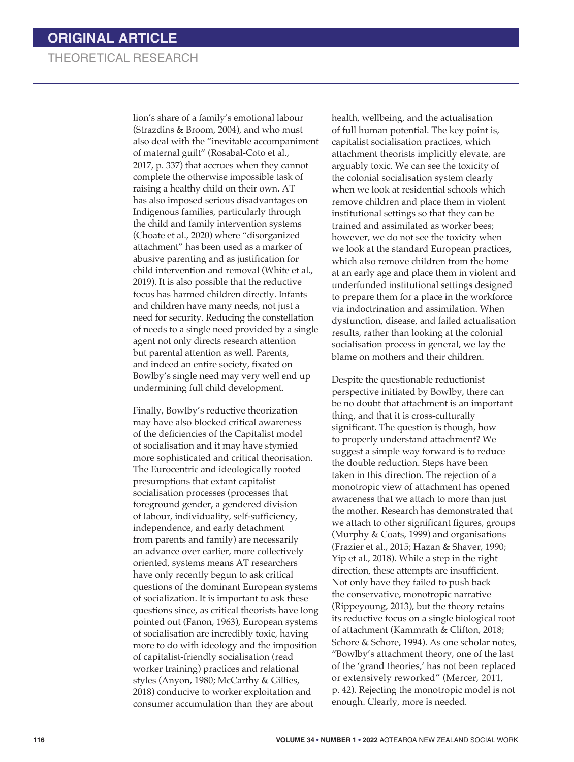lion's share of a family's emotional labour (Strazdins & Broom, 2004), and who must also deal with the "inevitable accompaniment of maternal guilt" (Rosabal-Coto et al., 2017, p. 337) that accrues when they cannot complete the otherwise impossible task of raising a healthy child on their own. AT has also imposed serious disadvantages on Indigenous families, particularly through the child and family intervention systems (Choate et al., 2020) where "disorganized attachment" has been used as a marker of abusive parenting and as justification for child intervention and removal (White et al., 2019). It is also possible that the reductive focus has harmed children directly. Infants and children have many needs, not just a need for security. Reducing the constellation of needs to a single need provided by a single agent not only directs research attention but parental attention as well. Parents, and indeed an entire society, fixated on Bowlby's single need may very well end up undermining full child development.

Finally, Bowlby's reductive theorization may have also blocked critical awareness of the deficiencies of the Capitalist model of socialisation and it may have stymied more sophisticated and critical theorisation. The Eurocentric and ideologically rooted presumptions that extant capitalist socialisation processes (processes that foreground gender, a gendered division of labour, individuality, self-sufficiency, independence, and early detachment from parents and family) are necessarily an advance over earlier, more collectively oriented, systems means AT researchers have only recently begun to ask critical questions of the dominant European systems of socialization. It is important to ask these questions since, as critical theorists have long pointed out (Fanon, 1963), European systems of socialisation are incredibly toxic, having more to do with ideology and the imposition of capitalist-friendly socialisation (read worker training) practices and relational styles (Anyon, 1980; McCarthy & Gillies, 2018) conducive to worker exploitation and consumer accumulation than they are about health, wellbeing, and the actualisation of full human potential. The key point is, capitalist socialisation practices, which attachment theorists implicitly elevate, are arguably toxic. We can see the toxicity of the colonial socialisation system clearly when we look at residential schools which remove children and place them in violent institutional settings so that they can be trained and assimilated as worker bees; however, we do not see the toxicity when we look at the standard European practices, which also remove children from the home at an early age and place them in violent and underfunded institutional settings designed to prepare them for a place in the workforce via indoctrination and assimilation. When dysfunction, disease, and failed actualisation results, rather than looking at the colonial socialisation process in general, we lay the blame on mothers and their children.

Despite the questionable reductionist perspective initiated by Bowlby, there can be no doubt that attachment is an important thing, and that it is cross-culturally significant. The question is though, how to properly understand attachment? We suggest a simple way forward is to reduce the double reduction. Steps have been taken in this direction. The rejection of a monotropic view of attachment has opened awareness that we attach to more than just the mother. Research has demonstrated that we attach to other significant figures, groups (Murphy & Coats, 1999) and organisations (Frazier et al., 2015; Hazan & Shaver, 1990; Yip et al., 2018). While a step in the right direction, these attempts are insufficient. Not only have they failed to push back the conservative, monotropic narrative (Rippeyoung, 2013), but the theory retains its reductive focus on a single biological root of attachment (Kammrath & Clifton, 2018; Schore & Schore, 1994). As one scholar notes, "Bowlby's attachment theory, one of the last of the 'grand theories,' has not been replaced or extensively reworked" (Mercer, 2011, p. 42). Rejecting the monotropic model is not enough. Clearly, more is needed.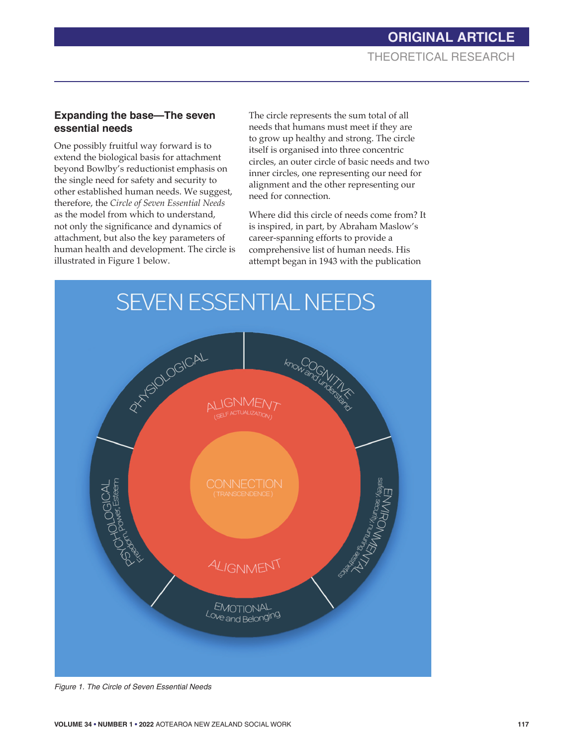## Expanding the base—The seven essential needs

One possibly fruitful way forward is to extend the biological basis for attachment beyond Bowlby's reductionist emphasis on the single need for safety and security to other established human needs. We suggest, therefore, the *Circle of Seven Essential Needs* as the model from which to understand, not only the significance and dynamics of attachment, but also the key parameters of human health and development. The circle is illustrated in Figure 1 below.

The circle represents the sum total of all needs that humans must meet if they are to grow up healthy and strong. The circle itself is organised into three concentric circles, an outer circle of basic needs and two inner circles, one representing our need for alignment and the other representing our need for connection.

Where did this circle of needs come from? It is inspired, in part, by Abraham Maslow's career-spanning efforts to provide a comprehensive list of human needs. His attempt began in 1943 with the publication

SEVEN ESSENTIAL NEEDS

PHYSIOLOGICAL

COGNITIVE
know and understand

ENVIRONMENTAL
safety, security, nurturing, aesthetics

EMOTIONAL
Love and Belonging

PSYCHOLOGICAL
Freedom, Power, Esteem

ALIGNMENT
(SELF ACTUALIZATION)

CONNECTION
(TRANSCENDENCE)

ALIGNMENT

*Figure 1. The Circle of Seven Essential Needs*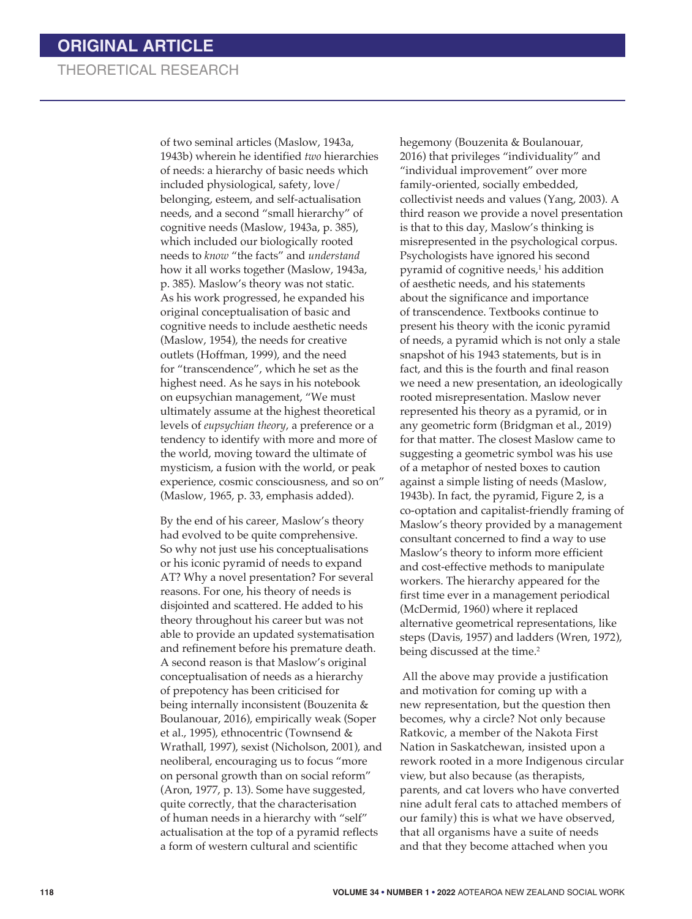of two seminal articles (Maslow, 1943a, 1943b) wherein he identified *two* hierarchies of needs: a hierarchy of basic needs which included physiological, safety, love/belonging, esteem, and self-actualisation needs, and a second "small hierarchy" of cognitive needs (Maslow, 1943a, p. 385), which included our biologically rooted needs to *know* "the facts" and *understand* how it all works together (Maslow, 1943a, p. 385). Maslow's theory was not static. As his work progressed, he expanded his original conceptualisation of basic and cognitive needs to include aesthetic needs (Maslow, 1954), the needs for creative outlets (Hoffman, 1999), and the need for "transcendence", which he set as the highest need. As he says in his notebook on eupsychian management, "We must ultimately assume at the highest theoretical levels of *eupsychian theory*, a preference or a tendency to identify with more and more of the world, moving toward the ultimate of mysticism, a fusion with the world, or peak experience, cosmic consciousness, and so on" (Maslow, 1965, p. 33, emphasis added).

By the end of his career, Maslow's theory had evolved to be quite comprehensive. So why not just use his conceptualisations or his iconic pyramid of needs to expand AT? Why a novel presentation? For several reasons. For one, his theory of needs is disjointed and scattered. He added to his theory throughout his career but was not able to provide an updated systematisation and refinement before his premature death. A second reason is that Maslow's original conceptualisation of needs as a hierarchy of prepotency has been criticised for being internally inconsistent (Bouzenita & Boulanouar, 2016), empirically weak (Soper et al., 1995), ethnocentric (Townsend & Wrathall, 1997), sexist (Nicholson, 2001), and neoliberal, encouraging us to focus "more on personal growth than on social reform" (Aron, 1977, p. 13). Some have suggested, quite correctly, that the characterisation of human needs in a hierarchy with "self" actualisation at the top of a pyramid reflects a form of western cultural and scientific hegemony (Bouzenita & Boulanouar, 2016) that privileges "individuality" and "individual improvement" over more family-oriented, socially embedded, collectivist needs and values (Yang, 2003). A third reason we provide a novel presentation is that to this day, Maslow's thinking is misrepresented in the psychological corpus. Psychologists have ignored his second pyramid of cognitive needs,[1] his addition of aesthetic needs, and his statements about the significance and importance of transcendence. Textbooks continue to present his theory with the iconic pyramid of needs, a pyramid which is not only a stale snapshot of his 1943 statements, but is in fact, and this is the fourth and final reason we need a new presentation, an ideologically rooted misrepresentation. Maslow never represented his theory as a pyramid, or in any geometric form (Bridgman et al., 2019) for that matter. The closest Maslow came to suggesting a geometric symbol was his use of a metaphor of nested boxes to caution against a simple listing of needs (Maslow, 1943b). In fact, the pyramid, Figure 2, is a co-optation and capitalist-friendly framing of Maslow's theory provided by a management consultant concerned to find a way to use Maslow's theory to inform more efficient and cost-effective methods to manipulate workers. The hierarchy appeared for the first time ever in a management periodical (McDermid, 1960) where it replaced alternative geometrical representations, like steps (Davis, 1957) and ladders (Wren, 1972), being discussed at the time.[2]

All the above may provide a justification and motivation for coming up with a new representation, but the question then becomes, why a circle? Not only because Ratkovic, a member of the Nakota First Nation in Saskatchewan, insisted upon a rework rooted in a more Indigenous circular view, but also because (as therapists, parents, and cat lovers who have converted nine adult feral cats to attached members of our family) this is what we have observed, that all organisms have a suite of needs and that they become attached when you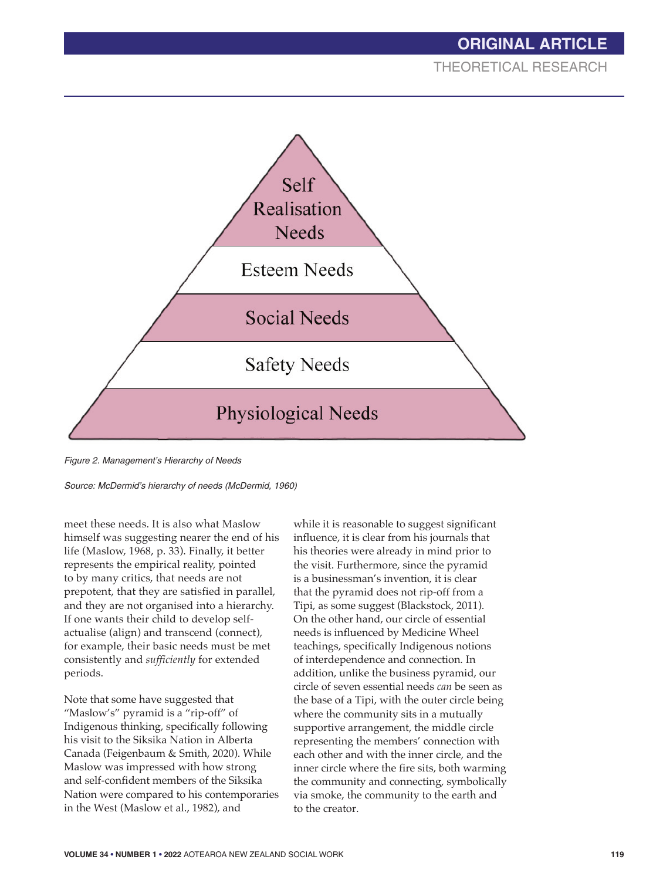Self Realisation Needs

Esteem Needs

Social Needs

Safety Needs

Physiological Needs

*Figure 2. Management's Hierarchy of Needs*

*Source: McDermid's hierarchy of needs (McDermid, 1960)*

meet these needs. It is also what Maslow himself was suggesting nearer the end of his life (Maslow, 1968, p. 33). Finally, it better represents the empirical reality, pointed to by many critics, that needs are not prepotent, that they are satisfied in parallel, and they are not organised into a hierarchy. If one wants their child to develop self-actualise (align) and transcend (connect), for example, their basic needs must be met consistently and *sufficiently* for extended periods.

Note that some have suggested that "Maslow's" pyramid is a "rip-off" of Indigenous thinking, specifically following his visit to the Siksika Nation in Alberta Canada (Feigenbaum & Smith, 2020). While Maslow was impressed with how strong and self-confident members of the Siksika Nation were compared to his contemporaries in the West (Maslow et al., 1982), and while it is reasonable to suggest significant influence, it is clear from his journals that his theories were already in mind prior to the visit. Furthermore, since the pyramid is a businessman's invention, it is clear that the pyramid does not rip-off from a Tipi, as some suggest (Blackstock, 2011). On the other hand, our circle of essential needs is influenced by Medicine Wheel teachings, specifically Indigenous notions of interdependence and connection. In addition, unlike the business pyramid, our circle of seven essential needs *can* be seen as the base of a Tipi, with the outer circle being where the community sits in a mutually supportive arrangement, the middle circle representing the members' connection with each other and with the inner circle, and the inner circle where the fire sits, both warming the community and connecting, symbolically via smoke, the community to the earth and to the creator.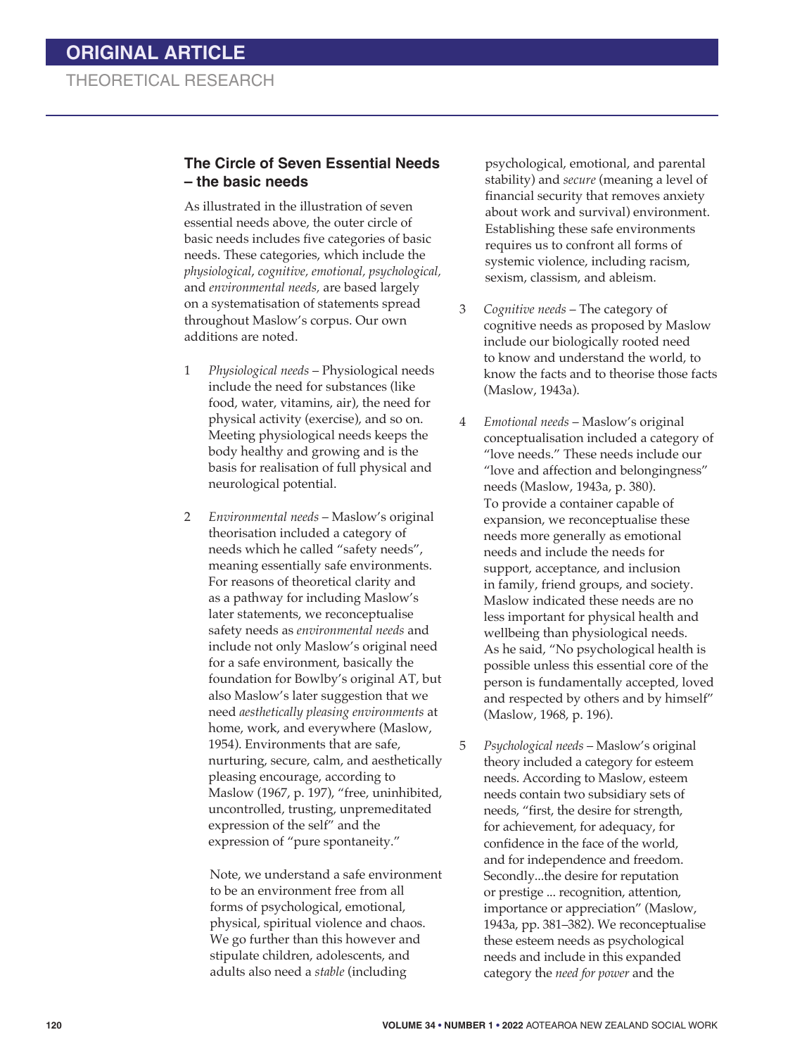## The Circle of Seven Essential Needs – the basic needs

As illustrated in the illustration of seven essential needs above, the outer circle of basic needs includes five categories of basic needs. These categories, which include the *physiological*, *cognitive*, *emotional*, *psychological*, and *environmental needs*, are based largely on a systematisation of statements spread throughout Maslow's corpus. Our own additions are noted.

1. *Physiological needs* – Physiological needs include the need for substances (like food, water, vitamins, air), the need for physical activity (exercise), and so on. Meeting physiological needs keeps the body healthy and growing and is the basis for realisation of full physical and neurological potential.

2. *Environmental needs* – Maslow's original theorisation included a category of needs which he called "safety needs", meaning essentially safe environments. For reasons of theoretical clarity and as a pathway for including Maslow's later statements, we reconceptualise safety needs as *environmental needs* and include not only Maslow's original need for a safe environment, basically the foundation for Bowlby's original AT, but also Maslow's later suggestion that we need *aesthetically pleasing environments* at home, work, and everywhere (Maslow, 1954). Environments that are safe, nurturing, secure, calm, and aesthetically pleasing encourage, according to Maslow (1967, p. 197), "free, uninhibited, uncontrolled, trusting, unpremeditated expression of the self" and the expression of "pure spontaneity."

   Note, we understand a safe environment to be an environment free from all forms of psychological, emotional, physical, spiritual violence and chaos. We go further than this however and stipulate children, adolescents, and adults also need a *stable* (including psychological, emotional, and parental stability) and *secure* (meaning a level of financial security that removes anxiety about work and survival) environment. Establishing these safe environments requires us to confront all forms of systemic violence, including racism, sexism, classism, and ableism.

3. *Cognitive needs* – The category of cognitive needs as proposed by Maslow include our biologically rooted need to know and understand the world, to know the facts and to theorise those facts (Maslow, 1943a).

4. *Emotional needs* – Maslow's original conceptualisation included a category of "love needs." These needs include our "love and affection and belongingness" needs (Maslow, 1943a, p. 380). To provide a container capable of expansion, we reconceptualise these needs more generally as emotional needs and include the needs for support, acceptance, and inclusion in family, friend groups, and society. Maslow indicated these needs are no less important for physical health and wellbeing than physiological needs. As he said, "No psychological health is possible unless this essential core of the person is fundamentally accepted, loved and respected by others and by himself" (Maslow, 1968, p. 196).

5. *Psychological needs* – Maslow's original theory included a category for esteem needs. According to Maslow, esteem needs contain two subsidiary sets of needs, "first, the desire for strength, for achievement, for adequacy, for confidence in the face of the world, and for independence and freedom. Secondly...the desire for reputation or prestige ... recognition, attention, importance or appreciation" (Maslow, 1943a, pp. 381–382). We reconceptualise these esteem needs as psychological needs and include in this expanded category the *need for power* and the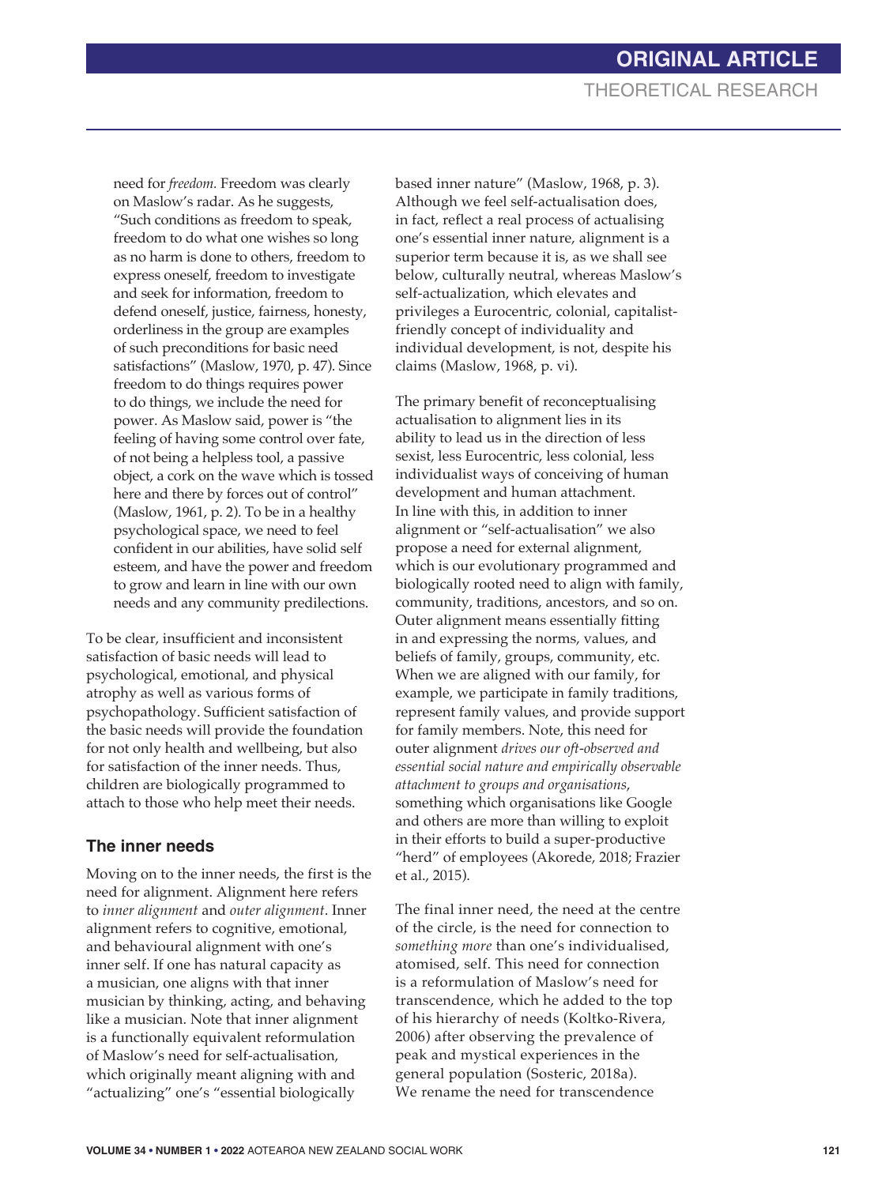need for *freedom.* Freedom was clearly on Maslow's radar. As he suggests, "Such conditions as freedom to speak, freedom to do what one wishes so long as no harm is done to others, freedom to express oneself, freedom to investigate and seek for information, freedom to defend oneself, justice, fairness, honesty, orderliness in the group are examples of such preconditions for basic need satisfactions" (Maslow, 1970, p. 47). Since freedom to do things requires power to do things, we include the need for power. As Maslow said, power is "the feeling of having some control over fate, of not being a helpless tool, a passive object, a cork on the wave which is tossed here and there by forces out of control" (Maslow, 1961, p. 2). To be in a healthy psychological space, we need to feel confident in our abilities, have solid self esteem, and have the power and freedom to grow and learn in line with our own needs and any community predilections.

To be clear, insufficient and inconsistent satisfaction of basic needs will lead to psychological, emotional, and physical atrophy as well as various forms of psychopathology. Sufficient satisfaction of the basic needs will provide the foundation for not only health and wellbeing, but also for satisfaction of the inner needs. Thus, children are biologically programmed to attach to those who help meet their needs.

### The inner needs

Moving on to the inner needs, the first is the need for alignment. Alignment here refers to *inner alignment* and *outer alignment*. Inner alignment refers to cognitive, emotional, and behavioural alignment with one's inner self. If one has natural capacity as a musician, one aligns with that inner musician by thinking, acting, and behaving like a musician. Note that inner alignment is a functionally equivalent reformulation of Maslow's need for self-actualisation, which originally meant aligning with and "actualizing" one's "essential biologically based inner nature" (Maslow, 1968, p. 3). Although we feel self-actualisation does, in fact, reflect a real process of actualising one's essential inner nature, alignment is a superior term because it is, as we shall see below, culturally neutral, whereas Maslow's self-actualization, which elevates and privileges a Eurocentric, colonial, capitalist-friendly concept of individuality and individual development, is not, despite his claims (Maslow, 1968, p. vi).

The primary benefit of reconceptualising actualisation to alignment lies in its ability to lead us in the direction of less sexist, less Eurocentric, less colonial, less individualist ways of conceiving of human development and human attachment. In line with this, in addition to inner alignment or "self-actualisation" we also propose a need for external alignment, which is our evolutionary programmed and biologically rooted need to align with family, community, traditions, ancestors, and so on. Outer alignment means essentially fitting in and expressing the norms, values, and beliefs of family, groups, community, etc. When we are aligned with our family, for example, we participate in family traditions, represent family values, and provide support for family members. Note, this need for outer alignment *drives our oft-observed and essential social nature and empirically observable attachment to groups and organisations*, something which organisations like Google and others are more than willing to exploit in their efforts to build a super-productive "herd" of employees (Akorede, 2018; Frazier et al., 2015).

The final inner need, the need at the centre of the circle, is the need for connection to *something more* than one's individualised, atomised, self. This need for connection is a reformulation of Maslow's need for transcendence, which he added to the top of his hierarchy of needs (Koltko-Rivera, 2006) after observing the prevalence of peak and mystical experiences in the general population (Sosteric, 2018a). We rename the need for transcendence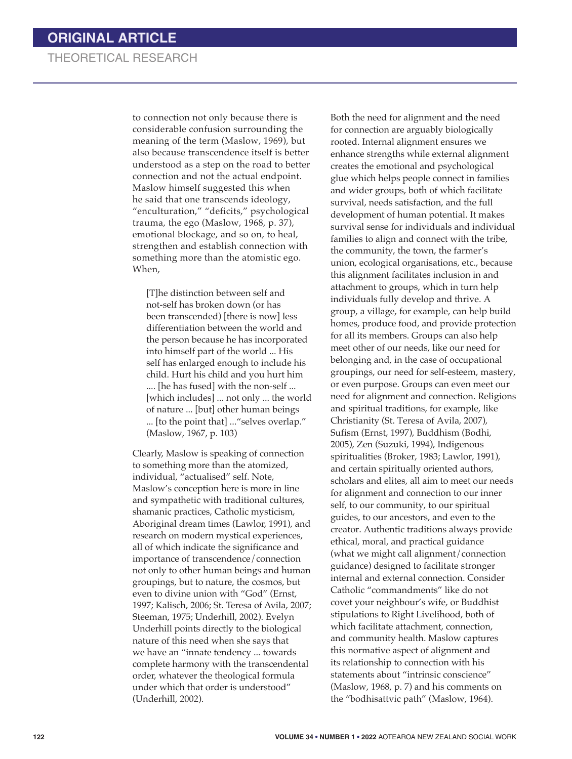to connection not only because there is considerable confusion surrounding the meaning of the term (Maslow, 1969), but also because transcendence itself is better understood as a step on the road to better connection and not the actual endpoint. Maslow himself suggested this when he said that one transcends ideology, "enculturation," "deficits," psychological trauma, the ego (Maslow, 1968, p. 37), emotional blockage, and so on, to heal, strengthen and establish connection with something more than the atomistic ego. When,

> [T]he distinction between self and not-self has broken down (or has been transcended) [there is now] less differentiation between the world and the person because he has incorporated into himself part of the world ... His self has enlarged enough to include his child. Hurt his child and you hurt him .... [he has fused] with the non-self ... [which includes] ... not only ... the world of nature ... [but] other human beings ... [to the point that] ..."selves overlap." (Maslow, 1967, p. 103)

Clearly, Maslow is speaking of connection to something more than the atomized, individual, "actualised" self. Note, Maslow's conception here is more in line and sympathetic with traditional cultures, shamanic practices, Catholic mysticism, Aboriginal dream times (Lawlor, 1991), and research on modern mystical experiences, all of which indicate the significance and importance of transcendence/connection not only to other human beings and human groupings, but to nature, the cosmos, but even to divine union with "God" (Ernst, 1997; Kalisch, 2006; St. Teresa of Avila, 2007; Steeman, 1975; Underhill, 2002). Evelyn Underhill points directly to the biological nature of this need when she says that we have an "innate tendency ... towards complete harmony with the transcendental order, whatever the theological formula under which that order is understood" (Underhill, 2002).

Both the need for alignment and the need for connection are arguably biologically rooted. Internal alignment ensures we enhance strengths while external alignment creates the emotional and psychological glue which helps people connect in families and wider groups, both of which facilitate survival, needs satisfaction, and the full development of human potential. It makes survival sense for individuals and individual families to align and connect with the tribe, the community, the town, the farmer's union, ecological organisations, etc., because this alignment facilitates inclusion in and attachment to groups, which in turn help individuals fully develop and thrive. A group, a village, for example, can help build homes, produce food, and provide protection for all its members. Groups can also help meet other of our needs, like our need for belonging and, in the case of occupational groupings, our need for self-esteem, mastery, or even purpose. Groups can even meet our need for alignment and connection. Religions and spiritual traditions, for example, like Christianity (St. Teresa of Avila, 2007), Sufism (Ernst, 1997), Buddhism (Bodhi, 2005), Zen (Suzuki, 1994), Indigenous spiritualities (Broker, 1983; Lawlor, 1991), and certain spiritually oriented authors, scholars and elites, all aim to meet our needs for alignment and connection to our inner self, to our community, to our spiritual guides, to our ancestors, and even to the creator. Authentic traditions always provide ethical, moral, and practical guidance (what we might call alignment/connection guidance) designed to facilitate stronger internal and external connection. Consider Catholic "commandments" like do not covet your neighbour's wife, or Buddhist stipulations to Right Livelihood, both of which facilitate attachment, connection, and community health. Maslow captures this normative aspect of alignment and its relationship to connection with his statements about "intrinsic conscience" (Maslow, 1968, p. 7) and his comments on the "bodhisattvic path" (Maslow, 1964).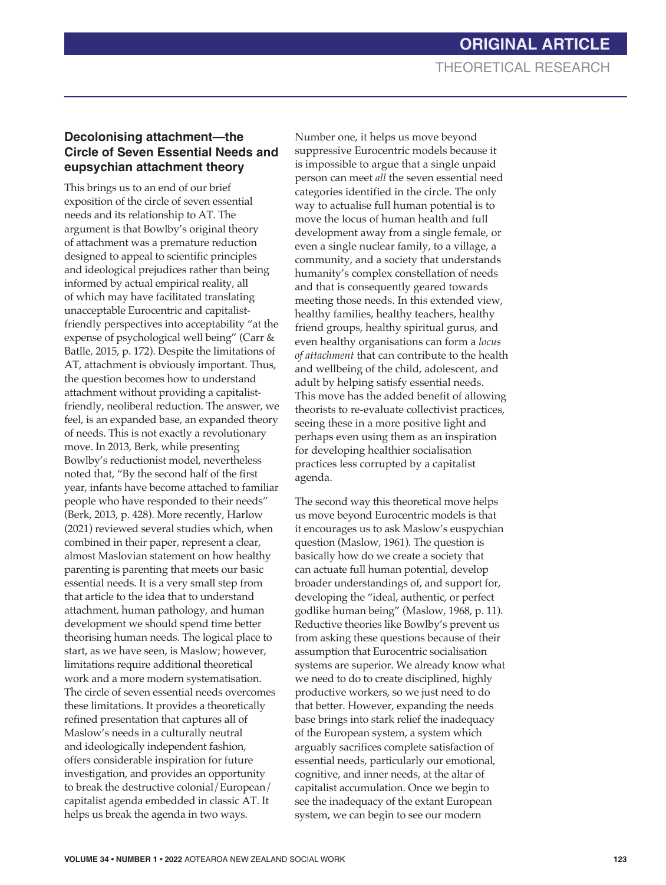### Decolonising attachment—the Circle of Seven Essential Needs and eupsychian attachment theory

This brings us to an end of our brief exposition of the circle of seven essential needs and its relationship to AT. The argument is that Bowlby's original theory of attachment was a premature reduction designed to appeal to scientific principles and ideological prejudices rather than being informed by actual empirical reality, all of which may have facilitated translating unacceptable Eurocentric and capitalist-friendly perspectives into acceptability "at the expense of psychological well being" (Carr & Batlle, 2015, p. 172). Despite the limitations of AT, attachment is obviously important. Thus, the question becomes how to understand attachment without providing a capitalist-friendly, neoliberal reduction. The answer, we feel, is an expanded base, an expanded theory of needs. This is not exactly a revolutionary move. In 2013, Berk, while presenting Bowlby's reductionist model, nevertheless noted that, "By the second half of the first year, infants have become attached to familiar people who have responded to their needs" (Berk, 2013, p. 428). More recently, Harlow (2021) reviewed several studies which, when combined in their paper, represent a clear, almost Maslovian statement on how healthy parenting is parenting that meets our basic essential needs. It is a very small step from that article to the idea that to understand attachment, human pathology, and human development we should spend time better theorising human needs. The logical place to start, as we have seen, is Maslow; however, limitations require additional theoretical work and a more modern systematisation. The circle of seven essential needs overcomes these limitations. It provides a theoretically refined presentation that captures all of Maslow's needs in a culturally neutral and ideologically independent fashion, offers considerable inspiration for future investigation, and provides an opportunity to break the destructive colonial/European/capitalist agenda embedded in classic AT. It helps us break the agenda in two ways.

Number one, it helps us move beyond suppressive Eurocentric models because it is impossible to argue that a single unpaid person can meet *all* the seven essential need categories identified in the circle. The only way to actualise full human potential is to move the locus of human health and full development away from a single female, or even a single nuclear family, to a village, a community, and a society that understands humanity's complex constellation of needs and that is consequently geared towards meeting those needs. In this extended view, healthy families, healthy teachers, healthy friend groups, healthy spiritual gurus, and even healthy organisations can form a *locus of attachment* that can contribute to the health and wellbeing of the child, adolescent, and adult by helping satisfy essential needs. This move has the added benefit of allowing theorists to re-evaluate collectivist practices, seeing these in a more positive light and perhaps even using them as an inspiration for developing healthier socialisation practices less corrupted by a capitalist agenda.

The second way this theoretical move helps us move beyond Eurocentric models is that it encourages us to ask Maslow's euspychian question (Maslow, 1961). The question is basically how do we create a society that can actuate full human potential, develop broader understandings of, and support for, developing the "ideal, authentic, or perfect godlike human being" (Maslow, 1968, p. 11). Reductive theories like Bowlby's prevent us from asking these questions because of their assumption that Eurocentric socialisation systems are superior. We already know what we need to do to create disciplined, highly productive workers, so we just need to do that better. However, expanding the needs base brings into stark relief the inadequacy of the European system, a system which arguably sacrifices complete satisfaction of essential needs, particularly our emotional, cognitive, and inner needs, at the altar of capitalist accumulation. Once we begin to see the inadequacy of the extant European system, we can begin to see our modern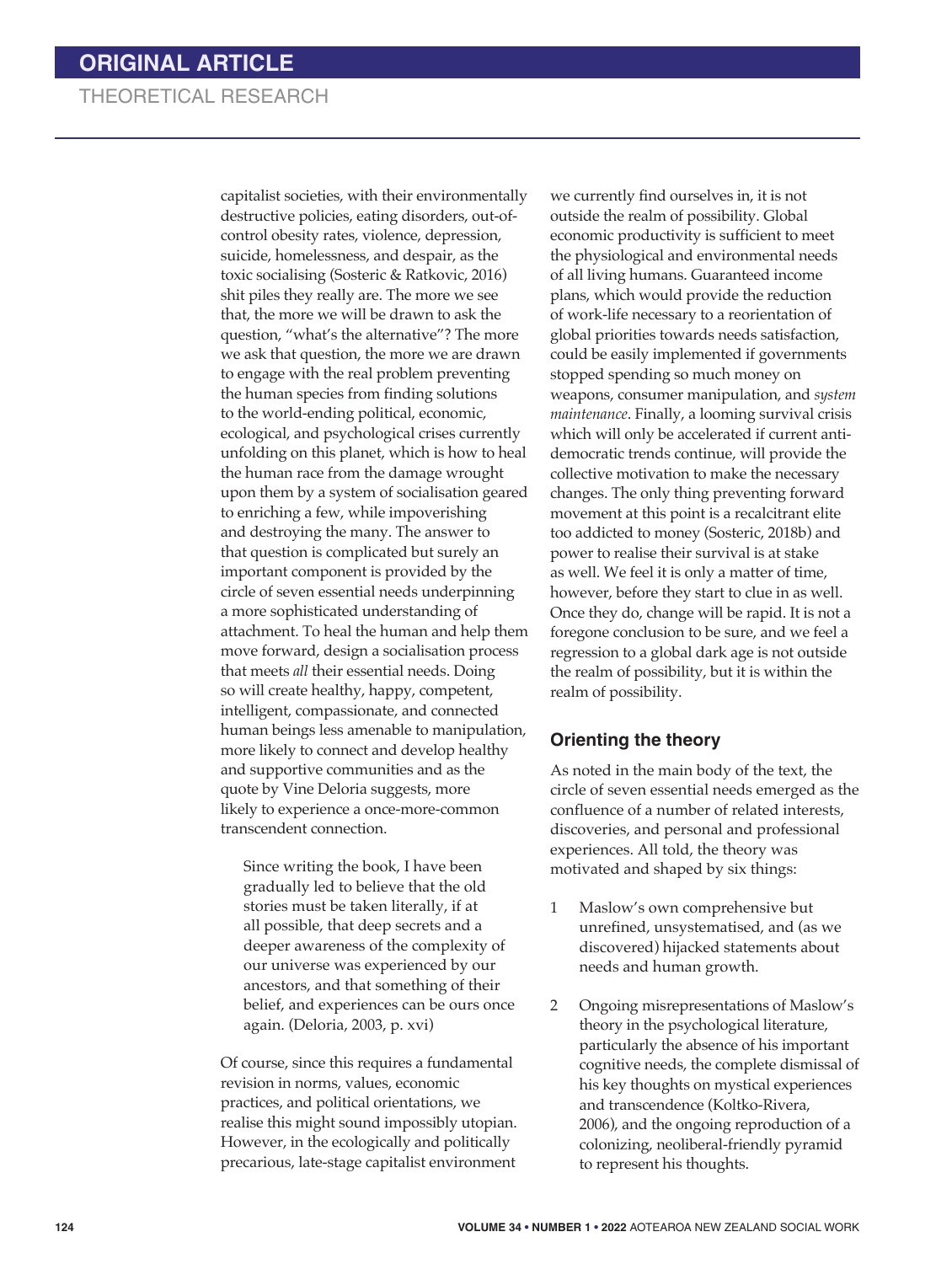capitalist societies, with their environmentally destructive policies, eating disorders, out-of-control obesity rates, violence, depression, suicide, homelessness, and despair, as the toxic socialising (Sosteric & Ratkovic, 2016) shit piles they really are. The more we see that, the more we will be drawn to ask the question, "what's the alternative"? The more we ask that question, the more we are drawn to engage with the real problem preventing the human species from finding solutions to the world-ending political, economic, ecological, and psychological crises currently unfolding on this planet, which is how to heal the human race from the damage wrought upon them by a system of socialisation geared to enriching a few, while impoverishing and destroying the many. The answer to that question is complicated but surely an important component is provided by the circle of seven essential needs underpinning a more sophisticated understanding of attachment. To heal the human and help them move forward, design a socialisation process that meets *all* their essential needs. Doing so will create healthy, happy, competent, intelligent, compassionate, and connected human beings less amenable to manipulation, more likely to connect and develop healthy and supportive communities and as the quote by Vine Deloria suggests, more likely to experience a once-more-common transcendent connection.

> Since writing the book, I have been gradually led to believe that the old stories must be taken literally, if at all possible, that deep secrets and a deeper awareness of the complexity of our universe was experienced by our ancestors, and that something of their belief, and experiences can be ours once again. (Deloria, 2003, p. xvi)

Of course, since this requires a fundamental revision in norms, values, economic practices, and political orientations, we realise this might sound impossibly utopian. However, in the ecologically and politically precarious, late-stage capitalist environment we currently find ourselves in, it is not outside the realm of possibility. Global economic productivity is sufficient to meet the physiological and environmental needs of all living humans. Guaranteed income plans, which would provide the reduction of work-life necessary to a reorientation of global priorities towards needs satisfaction, could be easily implemented if governments stopped spending so much money on weapons, consumer manipulation, and *system maintenance*. Finally, a looming survival crisis which will only be accelerated if current anti-democratic trends continue, will provide the collective motivation to make the necessary changes. The only thing preventing forward movement at this point is a recalcitrant elite too addicted to money (Sosteric, 2018b) and power to realise their survival is at stake as well. We feel it is only a matter of time, however, before they start to clue in as well. Once they do, change will be rapid. It is not a foregone conclusion to be sure, and we feel a regression to a global dark age is not outside the realm of possibility, but it is within the realm of possibility.

## Orienting the theory

As noted in the main body of the text, the circle of seven essential needs emerged as the confluence of a number of related interests, discoveries, and personal and professional experiences. All told, the theory was motivated and shaped by six things:

1. Maslow's own comprehensive but unrefined, unsystematised, and (as we discovered) hijacked statements about needs and human growth.
2. Ongoing misrepresentations of Maslow's theory in the psychological literature, particularly the absence of his important cognitive needs, the complete dismissal of his key thoughts on mystical experiences and transcendence (Koltko-Rivera, 2006), and the ongoing reproduction of a colonizing, neoliberal-friendly pyramid to represent his thoughts.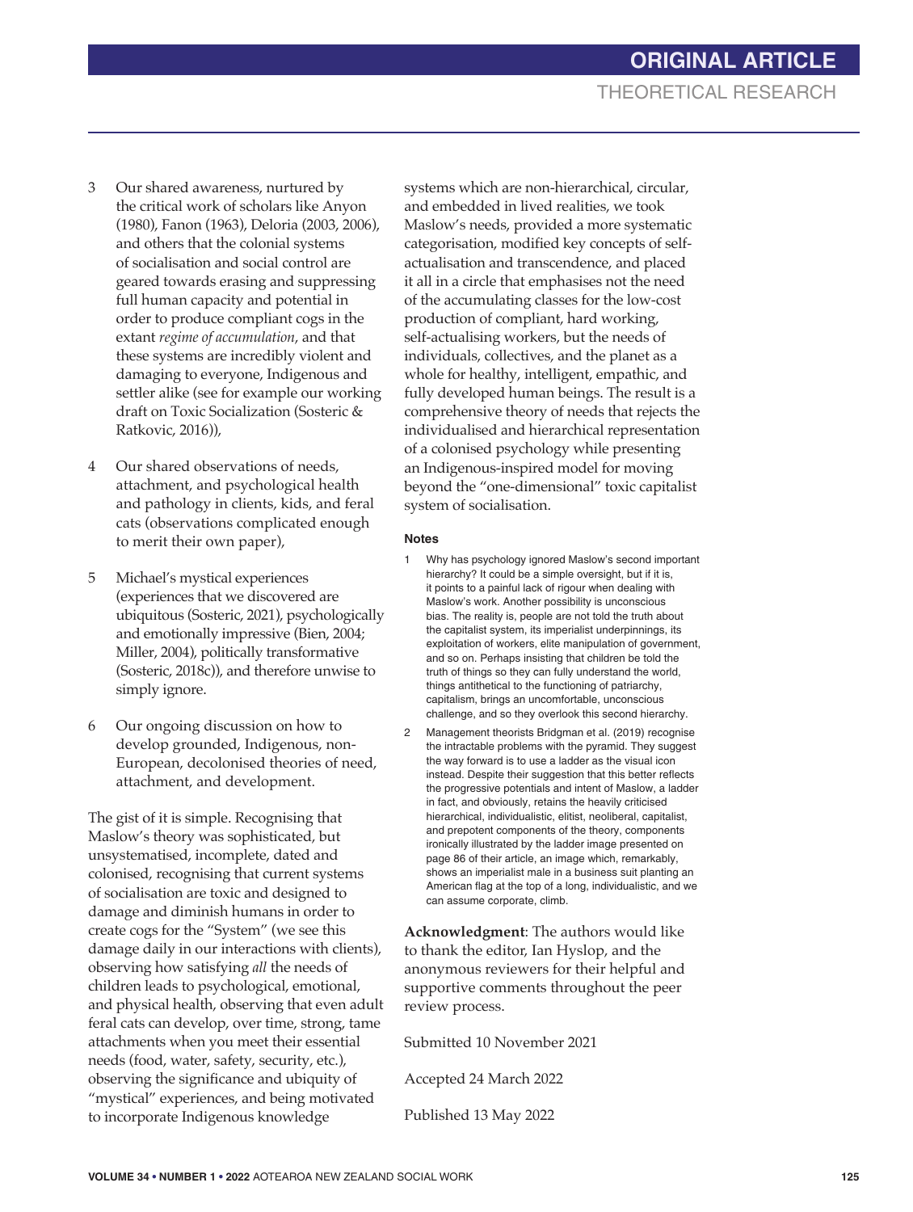3. Our shared awareness, nurtured by the critical work of scholars like Anyon (1980), Fanon (1963), Deloria (2003, 2006), and others that the colonial systems of socialisation and social control are geared towards erasing and suppressing full human capacity and potential in order to produce compliant cogs in the extant *regime of accumulation*, and that these systems are incredibly violent and damaging to everyone, Indigenous and settler alike (see for example our working draft on Toxic Socialization (Sosteric & Ratkovic, 2016)),

4. Our shared observations of needs, attachment, and psychological health and pathology in clients, kids, and feral cats (observations complicated enough to merit their own paper),

5. Michael's mystical experiences (experiences that we discovered are ubiquitous (Sosteric, 2021), psychologically and emotionally impressive (Bien, 2004; Miller, 2004), politically transformative (Sosteric, 2018c)), and therefore unwise to simply ignore.

6. Our ongoing discussion on how to develop grounded, Indigenous, non-European, decolonised theories of need, attachment, and development.

The gist of it is simple. Recognising that Maslow's theory was sophisticated, but unsystematised, incomplete, dated and colonised, recognising that current systems of socialisation are toxic and designed to damage and diminish humans in order to create cogs for the "System" (we see this damage daily in our interactions with clients), observing how satisfying *all* the needs of children leads to psychological, emotional, and physical health, observing that even adult feral cats can develop, over time, strong, tame attachments when you meet their essential needs (food, water, safety, security, etc.), observing the significance and ubiquity of "mystical" experiences, and being motivated to incorporate Indigenous knowledge systems which are non-hierarchical, circular, and embedded in lived realities, we took Maslow's needs, provided a more systematic categorisation, modified key concepts of self-actualisation and transcendence, and placed it all in a circle that emphasises not the need of the accumulating classes for the low-cost production of compliant, hard working, self-actualising workers, but the needs of individuals, collectives, and the planet as a whole for healthy, intelligent, empathic, and fully developed human beings. The result is a comprehensive theory of needs that rejects the individualised and hierarchical representation of a colonised psychology while presenting an Indigenous-inspired model for moving beyond the "one-dimensional" toxic capitalist system of socialisation.

#### Notes

1. Why has psychology ignored Maslow's second important hierarchy? It could be a simple oversight, but if it is, it points to a painful lack of rigour when dealing with Maslow's work. Another possibility is unconscious bias. The reality is, people are not told the truth about the capitalist system, its imperialist underpinnings, its exploitation of workers, elite manipulation of government, and so on. Perhaps insisting that children be told the truth of things so they can fully understand the world, things antithetical to the functioning of patriarchy, capitalism, brings an uncomfortable, unconscious challenge, and so they overlook this second hierarchy.

2. Management theorists Bridgman et al. (2019) recognise the intractable problems with the pyramid. They suggest the way forward is to use a ladder as the visual icon instead. Despite their suggestion that this better reflects the progressive potentials and intent of Maslow, a ladder in fact, and obviously, retains the heavily criticised hierarchical, individualistic, elitist, neoliberal, capitalist, and prepotent components of the theory, components ironically illustrated by the ladder image presented on page 86 of their article, an image which, remarkably, shows an imperialist male in a business suit planting an American flag at the top of a long, individualistic, and we can assume corporate, climb.

**Acknowledgment**: The authors would like to thank the editor, Ian Hyslop, and the anonymous reviewers for their helpful and supportive comments throughout the peer review process.

Submitted 10 November 2021

Accepted 24 March 2022

Published 13 May 2022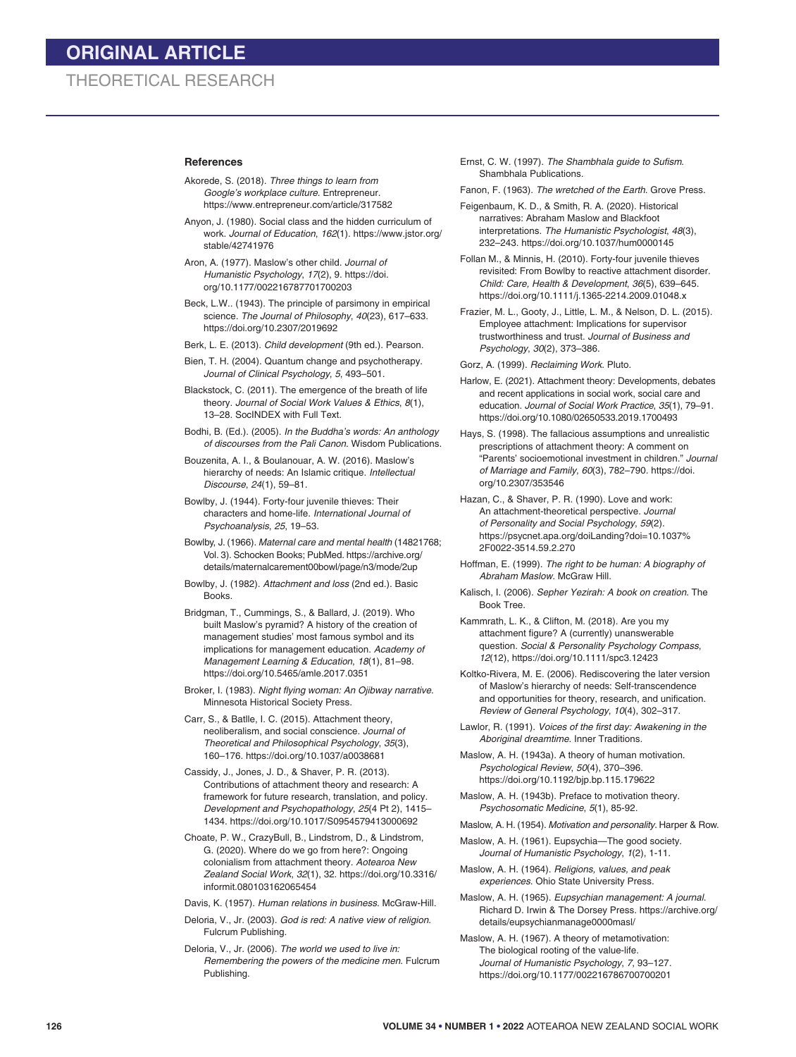## References

Akorede, S. (2018). *Three things to learn from Google's workplace culture*. Entrepreneur. https://www.entrepreneur.com/article/317582

Anyon, J. (1980). Social class and the hidden curriculum of work. *Journal of Education*, *162*(1). https://www.jstor.org/stable/42741976

Aron, A. (1977). Maslow's other child. *Journal of Humanistic Psychology*, *17*(2), 9. https://doi.org/10.1177/002216787701700203

Beck, L.W.. (1943). The principle of parsimony in empirical science. *The Journal of Philosophy*, *40*(23), 617–633. https://doi.org/10.2307/2019692

Berk, L. E. (2013). *Child development* (9th ed.). Pearson.

Bien, T. H. (2004). Quantum change and psychotherapy. *Journal of Clinical Psychology*, *5*, 493–501.

Blackstock, C. (2011). The emergence of the breath of life theory. *Journal of Social Work Values & Ethics*, *8*(1), 13–28. SocINDEX with Full Text.

Bodhi, B. (Ed.). (2005). *In the Buddha's words: An anthology of discourses from the Pali Canon*. Wisdom Publications.

Bouzenita, A. I., & Boulanouar, A. W. (2016). Maslow's hierarchy of needs: An Islamic critique. *Intellectual Discourse*, *24*(1), 59–81.

Bowlby, J. (1944). Forty-four juvenile thieves: Their characters and home-life. *International Journal of Psychoanalysis*, *25*, 19–53.

Bowlby, J. (1966). *Maternal care and mental health* (14821768; Vol. 3). Schocken Books; PubMed. https://archive.org/details/maternalcarement00bowl/page/n3/mode/2up

Bowlby, J. (1982). *Attachment and loss* (2nd ed.). Basic Books.

Bridgman, T., Cummings, S., & Ballard, J. (2019). Who built Maslow's pyramid? A history of the creation of management studies' most famous symbol and its implications for management education. *Academy of Management Learning & Education*, *18*(1), 81–98. https://doi.org/10.5465/amle.2017.0351

Broker, I. (1983). *Night flying woman: An Ojibway narrative*. Minnesota Historical Society Press.

Carr, S., & Batlle, I. C. (2015). Attachment theory, neoliberalism, and social conscience. *Journal of Theoretical and Philosophical Psychology*, *35*(3), 160–176. https://doi.org/10.1037/a0038681

Cassidy, J., Jones, J. D., & Shaver, P. R. (2013). Contributions of attachment theory and research: A framework for future research, translation, and policy. *Development and Psychopathology*, *25*(4 Pt 2), 1415–1434. https://doi.org/10.1017/S0954579413000692

Choate, P. W., CrazyBull, B., Lindstrom, D., & Lindstrom, G. (2020). Where do we go from here?: Ongoing colonialism from attachment theory. *Aotearoa New Zealand Social Work*, *32*(1), 32. https://doi.org/10.3316/informit.080103162065454

Davis, K. (1957). *Human relations in business*. McGraw-Hill.

Deloria, V., Jr. (2003). *God is red: A native view of religion*. Fulcrum Publishing.

Deloria, V., Jr. (2006). *The world we used to live in: Remembering the powers of the medicine men*. Fulcrum Publishing.

Ernst, C. W. (1997). *The Shambhala guide to Sufism*. Shambhala Publications.

Fanon, F. (1963). *The wretched of the Earth*. Grove Press.

Feigenbaum, K. D., & Smith, R. A. (2020). Historical narratives: Abraham Maslow and Blackfoot interpretations. *The Humanistic Psychologist*, *48*(3), 232–243. https://doi.org/10.1037/hum0000145

Follan M., & Minnis, H. (2010). Forty-four juvenile thieves revisited: From Bowlby to reactive attachment disorder. *Child: Care, Health & Development*, *36*(5), 639–645. https://doi.org/10.1111/j.1365-2214.2009.01048.x

Frazier, M. L., Gooty, J., Little, L. M., & Nelson, D. L. (2015). Employee attachment: Implications for supervisor trustworthiness and trust. *Journal of Business and Psychology*, *30*(2), 373–386.

Gorz, A. (1999). *Reclaiming Work*. Pluto.

Harlow, E. (2021). Attachment theory: Developments, debates and recent applications in social work, social care and education. *Journal of Social Work Practice*, *35*(1), 79–91. https://doi.org/10.1080/02650533.2019.1700493

Hays, S. (1998). The fallacious assumptions and unrealistic prescriptions of attachment theory: A comment on "Parents' socioemotional investment in children." *Journal of Marriage and Family*, *60*(3), 782–790. https://doi.org/10.2307/353546

Hazan, C., & Shaver, P. R. (1990). Love and work: An attachment-theoretical perspective. *Journal of Personality and Social Psychology*, *59*(2). https://psycnet.apa.org/doiLanding?doi=10.1037%2F0022-3514.59.2.270

Hoffman, E. (1999). *The right to be human: A biography of Abraham Maslow*. McGraw Hill.

Kalisch, I. (2006). *Sepher Yezirah: A book on creation*. The Book Tree.

Kammrath, L. K., & Clifton, M. (2018). Are you my attachment figure? A (currently) unanswerable question. *Social & Personality Psychology Compass*, *12*(12), https://doi.org/10.1111/spc3.12423

Koltko-Rivera, M. E. (2006). Rediscovering the later version of Maslow's hierarchy of needs: Self-transcendence and opportunities for theory, research, and unification. *Review of General Psychology*, *10*(4), 302–317.

Lawlor, R. (1991). *Voices of the first day: Awakening in the Aboriginal dreamtime*. Inner Traditions.

Maslow, A. H. (1943a). A theory of human motivation. *Psychological Review*, *50*(4), 370–396. https://doi.org/10.1192/bjp.bp.115.179622

Maslow, A. H. (1943b). Preface to motivation theory. *Psychosomatic Medicine*, *5*(1), 85-92.

Maslow, A. H. (1954). *Motivation and personality*. Harper & Row.

Maslow, A. H. (1961). Eupsychia—The good society. *Journal of Humanistic Psychology*, *1*(2), 1-11.

Maslow, A. H. (1964). *Religions, values, and peak experiences*. Ohio State University Press.

Maslow, A. H. (1965). *Eupsychian management: A journal*. Richard D. Irwin & The Dorsey Press. https://archive.org/details/eupsychianmanage0000masl/

Maslow, A. H. (1967). A theory of metamotivation: The biological rooting of the value-life. *Journal of Humanistic Psychology*, *7*, 93–127. https://doi.org/10.1177/002216786700700201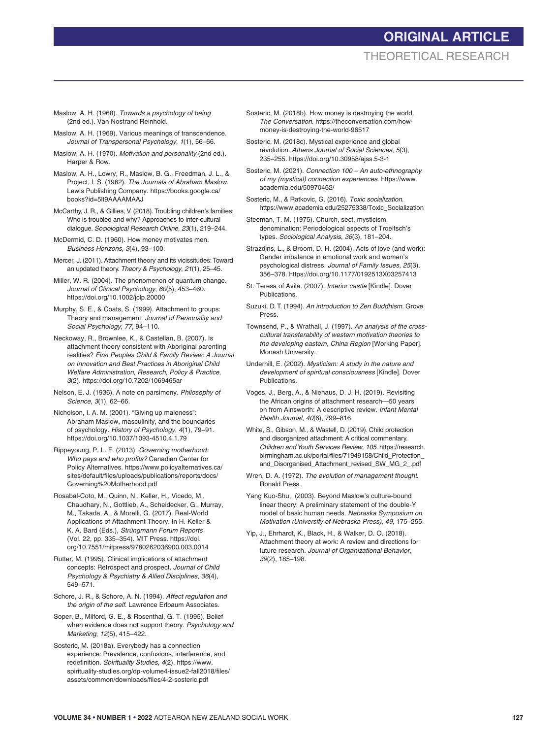Maslow, A. H. (1968). *Towards a psychology of being* (2nd ed.). Van Nostrand Reinhold.

Maslow, A. H. (1969). Various meanings of transcendence. *Journal of Transpersonal Psychology*, *1*(1), 56–66.

Maslow, A. H. (1970). *Motivation and personality* (2nd ed.). Harper & Row.

Maslow, A. H., Lowry, R., Maslow, B. G., Freedman, J. L., & Project, I. S. (1982). *The Journals of Abraham Maslow.* Lewis Publishing Company. https://books.google.ca/books?id=5lt9AAAAMAAJ

McCarthy, J. R., & Gillies, V. (2018). Troubling children's families: Who is troubled and why? Approaches to inter-cultural dialogue. *Sociological Research Online, 23*(1), 219–244.

McDermid, C. D. (1960). How money motivates men. *Business Horizons*, *3*(4), 93–100.

Mercer, J. (2011). Attachment theory and its vicissitudes: Toward an updated theory. *Theory & Psychology*, *21*(1), 25–45.

Miller, W. R. (2004). The phenomenon of quantum change. *Journal of Clinical Psychology*, *60*(5), 453–460. https://doi.org/10.1002/jclp.20000

Murphy, S. E., & Coats, S. (1999). Attachment to groups: Theory and management. *Journal of Personality and Social Psychology*, *77*, 94–110.

Neckoway, R., Brownlee, K., & Castellan, B. (2007). Is attachment theory consistent with Aboriginal parenting realities? *First Peoples Child & Family Review: A Journal on Innovation and Best Practices in Aboriginal Child Welfare Administration, Research, Policy & Practice*, *3*(2). https://doi.org/10.7202/1069465ar

Nelson, E. J. (1936). A note on parsimony. *Philosophy of Science*, *3*(1), 62–66.

Nicholson, I. A. M. (2001). "Giving up maleness": Abraham Maslow, masculinity, and the boundaries of psychology. *History of Psychology*, *4*(1), 79–91. https://doi.org/10.1037/1093-4510.4.1.79

Rippeyoung, P. L. F. (2013). *Governing motherhood: Who pays and who profits?* Canadian Center for Policy Alternatives. https://www.policyalternatives.ca/sites/default/files/uploads/publications/reports/docs/Governing%20Motherhood.pdf

Rosabal-Coto, M., Quinn, N., Keller, H., Vicedo, M., Chaudhary, N., Gottlieb, A., Scheidecker, G., Murray, M., Takada, A., & Morelli, G. (2017). Real-World Applications of Attachment Theory. In H. Keller & K. A. Bard (Eds.), *Strüngmann Forum Reports* (Vol. 22, pp. 335–354). MIT Press. https://doi.org/10.7551/mitpress/9780262036900.003.0014

Rutter, M. (1995). Clinical implications of attachment concepts: Retrospect and prospect. *Journal of Child Psychology & Psychiatry & Allied Disciplines*, *36*(4), 549–571.

Schore, J. R., & Schore, A. N. (1994). *Affect regulation and the origin of the self.* Lawrence Erlbaum Associates.

Soper, B., Milford, G. E., & Rosenthal, G. T. (1995). Belief when evidence does not support theory. *Psychology and Marketing*, *12*(5), 415–422.

Sosteric, M. (2018a). Everybody has a connection experience: Prevalence, confusions, interference, and redefinition. *Spirituality Studies*, *4*(2). https://www.spirituality-studies.org/dp-volume4-issue2-fall2018/files/assets/common/downloads/files/4-2-sosteric.pdf

Sosteric, M. (2018b). How money is destroying the world. *The Conversation*. https://theconversation.com/how-money-is-destroying-the-world-96517

Sosteric, M. (2018c). Mystical experience and global revolution. *Athens Journal of Social Sciences*, *5*(3), 235–255. https://doi.org/10.30958/ajss.5-3-1

Sosteric, M. (2021). *Connection 100 – An auto-ethnography of my (mystical) connection experiences.* https://www.academia.edu/50970462/

Sosteric, M., & Ratkovic, G. (2016). *Toxic socialization*. https://www.academia.edu/25275338/Toxic_Socialization

Steeman, T. M. (1975). Church, sect, mysticism, denomination: Periodological aspects of Troeltsch's types. *Sociological Analysis*, *36*(3), 181–204.

Strazdins, L., & Broom, D. H. (2004). Acts of love (and work): Gender imbalance in emotional work and women's psychological distress. *Journal of Family Issues*, *25*(3), 356–378. https://doi.org/10.1177/0192513X03257413

St. Teresa of Avila. (2007). *Interior castle* [Kindle]. Dover Publications.

Suzuki, D. T. (1994). *An introduction to Zen Buddhism.* Grove Press.

Townsend, P., & Wrathall, J. (1997). *An analysis of the cross-cultural transferability of western motivation theories to the developing eastern, China Region* [Working Paper]. Monash University.

Underhill, E. (2002). *Mysticism: A study in the nature and development of spiritual consciousness* [Kindle]. Dover Publications.

Voges, J., Berg, A., & Niehaus, D. J. H. (2019). Revisiting the African origins of attachment research—50 years on from Ainsworth: A descriptive review. *Infant Mental Health Journal*, *40*(6), 799–816.

White, S., Gibson, M., & Wastell, D. (2019). Child protection and disorganized attachment: A critical commentary. *Children and Youth Services Review*, *105*. https://research.birmingham.ac.uk/portal/files/71949158/Child_Protection_and_Disorganised_Attachment_revised_SW_MG_2_.pdf

Wren, D. A. (1972). *The evolution of management thought*. Ronald Press.

Yang Kuo-Shu,. (2003). Beyond Maslow's culture-bound linear theory: A preliminary statement of the double-Y model of basic human needs. *Nebraska Symposium on Motivation (University of Nebraska Press)*, *49*, 175–255.

Yip, J., Ehrhardt, K., Black, H., & Walker, D. O. (2018). Attachment theory at work: A review and directions for future research. *Journal of Organizational Behavior*, *39*(2), 185–198.